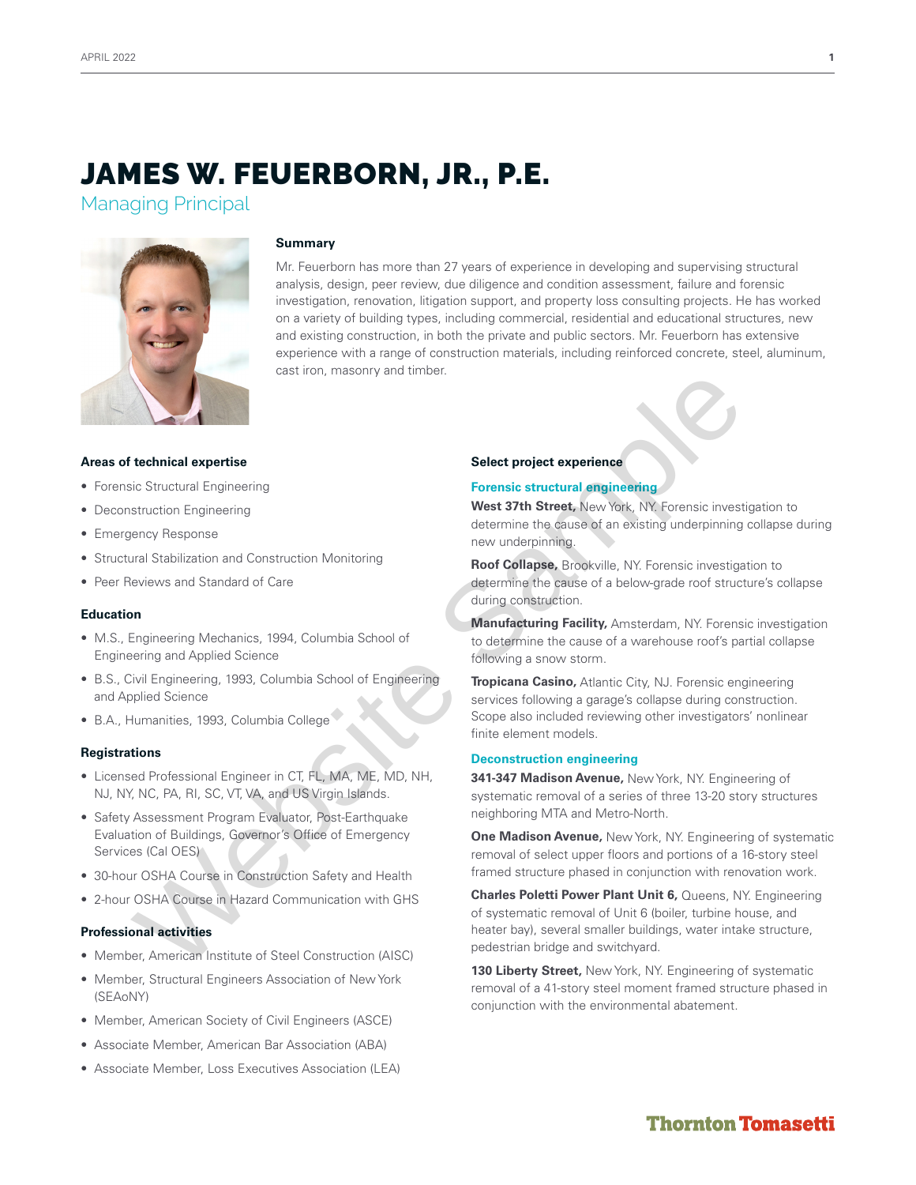# JAMES W. FEUERBORN, JR., P.E.

Managing Principal

### Summary

Mr. Feuerborn has more than 27 years of experience in developing and supervising structural analysis, design, peer review, due diligence and condition assessment, failure and forensic investigation, renovation, litigation support, and property loss consulting projects. He has worked on a variety of building types, including commercial, residential and educational structures, new and existing construction, in both the private and public sectors. Mr. Feuerborn has extensive experience with a range of construction materials, including reinforced concrete, steel, aluminum, cast iron, masonry and timber.

### Areas of technical expertise

- Forensic Structural Engineering
- Deconstruction Engineering
- Emergency Response
- Structural Stabilization and Construction Monitoring
- Peer Reviews and Standard of Care

### Education

- M.S., Engineering Mechanics, 1994, Columbia School of Engineering and Applied Science
- B.S., Civil Engineering, 1993, Columbia School of Engineering and Applied Science
- B.A., Humanities, 1993, Columbia College

### Registrations

- Licensed Professional Engineer in CT, FL, MA, ME, MD, NH, NJ, NY, NC, PA, RI, SC, VT, VA, and US Virgin Islands.
- Safety Assessment Program Evaluator, Post-Earthquake Evaluation of Buildings, Governor's Office of Emergency Services (Cal OES)
- 30-hour OSHA Course in Construction Safety and Health
- 2-hour OSHA Course in Hazard Communication with GHS

### Professional activities

- Member, American Institute of Steel Construction (AISC)
- Member, Structural Engineers Association of New York (SEAoNY)
- Member, American Society of Civil Engineers (ASCE)
- Associate Member, American Bar Association (ABA)
- Associate Member, Loss Executives Association (LEA)

### Select project experience

#### Forensic structural engineering

**West 37th Street,** New York, NY. Forensic investigation to determine the cause of an existing underpinning collapse during new underpinning.

**Roof Collapse,** Brookville, NY. Forensic investigation to determine the cause of a below-grade roof structure's collapse during construction.

**Manufacturing Facility,** Amsterdam, NY. Forensic investigation to determine the cause of a warehouse roof's partial collapse following a snow storm.

**Tropicana Casino,** Atlantic City, NJ. Forensic engineering services following a garage's collapse during construction. Scope also included reviewing other investigators' nonlinear finite element models.

#### Deconstruction engineering

**341-347 Madison Avenue,** New York, NY. Engineering of systematic removal of a series of three 13-20 story structures neighboring MTA and Metro-North.

**One Madison Avenue,** New York, NY. Engineering of systematic removal of select upper floors and portions of a 16-story steel framed structure phased in conjunction with renovation work.

**Charles Poletti Power Plant Unit 6,** Queens, NY. Engineering of systematic removal of Unit 6 (boiler, turbine house, and heater bay), several smaller buildings, water intake structure, pedestrian bridge and switchyard.

**130 Liberty Street,** New York, NY. Engineering of systematic removal of a 41-story steel moment framed structure phased in conjunction with the environmental abatement.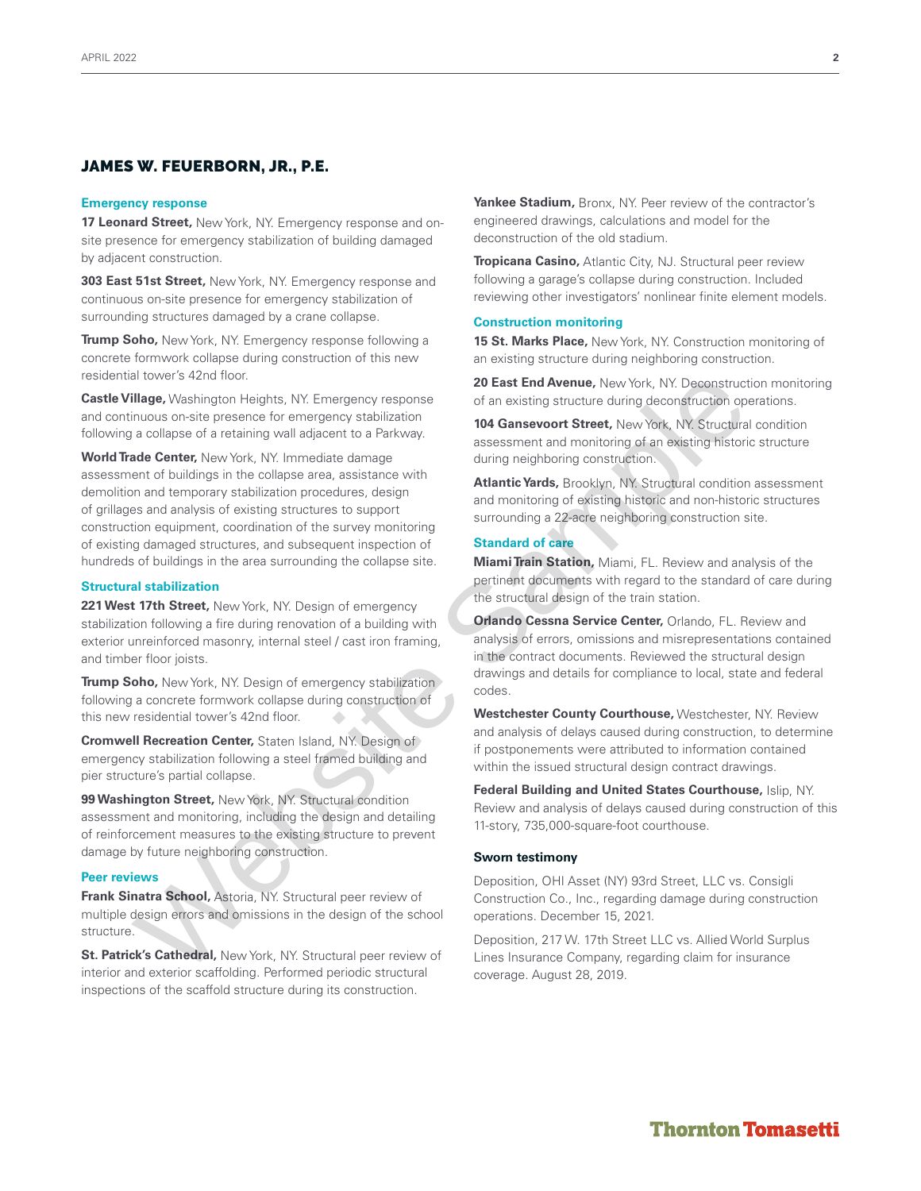## JAMES W. FEUERBORN, JR., P.E.

### Emergency response

**17 Leonard Street,** New York, NY. Emergency response and on-site presence for emergency stabilization of building damaged by adjacent construction.

**303 East 51st Street,** New York, NY. Emergency response and continuous on-site presence for emergency stabilization of surrounding structures damaged by a crane collapse.

**Trump Soho,** New York, NY. Emergency response following a concrete formwork collapse during construction of this new residential tower's 42nd floor.

**Castle Village,** Washington Heights, NY. Emergency response and continuous on-site presence for emergency stabilization following a collapse of a retaining wall adjacent to a Parkway.

**World Trade Center,** New York, NY. Immediate damage assessment of buildings in the collapse area, assistance with demolition and temporary stabilization procedures, design of grillages and analysis of existing structures to support construction equipment, coordination of the survey monitoring of existing damaged structures, and subsequent inspection of hundreds of buildings in the area surrounding the collapse site.

### Structural stabilization

**221 West 17th Street,** New York, NY. Design of emergency stabilization following a fire during renovation of a building with exterior unreinforced masonry, internal steel / cast iron framing, and timber floor joists.

**Trump Soho,** New York, NY. Design of emergency stabilization following a concrete formwork collapse during construction of this new residential tower's 42nd floor.

**Cromwell Recreation Center,** Staten Island, NY. Design of emergency stabilization following a steel framed building and pier structure's partial collapse.

**99 Washington Street,** New York, NY. Structural condition assessment and monitoring, including the design and detailing of reinforcement measures to the existing structure to prevent damage by future neighboring construction.

### Peer reviews

**Frank Sinatra School,** Astoria, NY. Structural peer review of multiple design errors and omissions in the design of the school structure.

**St. Patrick's Cathedral,** New York, NY. Structural peer review of interior and exterior scaffolding. Performed periodic structural inspections of the scaffold structure during its construction.

**Yankee Stadium,** Bronx, NY. Peer review of the contractor's engineered drawings, calculations and model for the deconstruction of the old stadium.

**Tropicana Casino,** Atlantic City, NJ. Structural peer review following a garage's collapse during construction. Included reviewing other investigators' nonlinear finite element models.

### Construction monitoring

**15 St. Marks Place,** New York, NY. Construction monitoring of an existing structure during neighboring construction.

**20 East End Avenue,** New York, NY. Deconstruction monitoring of an existing structure during deconstruction operations.

**104 Gansevoort Street,** New York, NY. Structural condition assessment and monitoring of an existing historic structure during neighboring construction.

**Atlantic Yards,** Brooklyn, NY. Structural condition assessment and monitoring of existing historic and non-historic structures surrounding a 22-acre neighboring construction site.

### Standard of care

**Miami Train Station,** Miami, FL. Review and analysis of the pertinent documents with regard to the standard of care during the structural design of the train station.

**Orlando Cessna Service Center,** Orlando, FL. Review and analysis of errors, omissions and misrepresentations contained in the contract documents. Reviewed the structural design drawings and details for compliance to local, state and federal codes.

**Westchester County Courthouse,** Westchester, NY. Review and analysis of delays caused during construction, to determine if postponements were attributed to information contained within the issued structural design contract drawings.

**Federal Building and United States Courthouse,** Islip, NY. Review and analysis of delays caused during construction of this 11-story, 735,000-square-foot courthouse.

### Sworn testimony

Deposition, OHI Asset (NY) 93rd Street, LLC vs. Consigli Construction Co., Inc., regarding damage during construction operations. December 15, 2021.

Deposition, 217 W. 17th Street LLC vs. Allied World Surplus Lines Insurance Company, regarding claim for insurance coverage. August 28, 2019.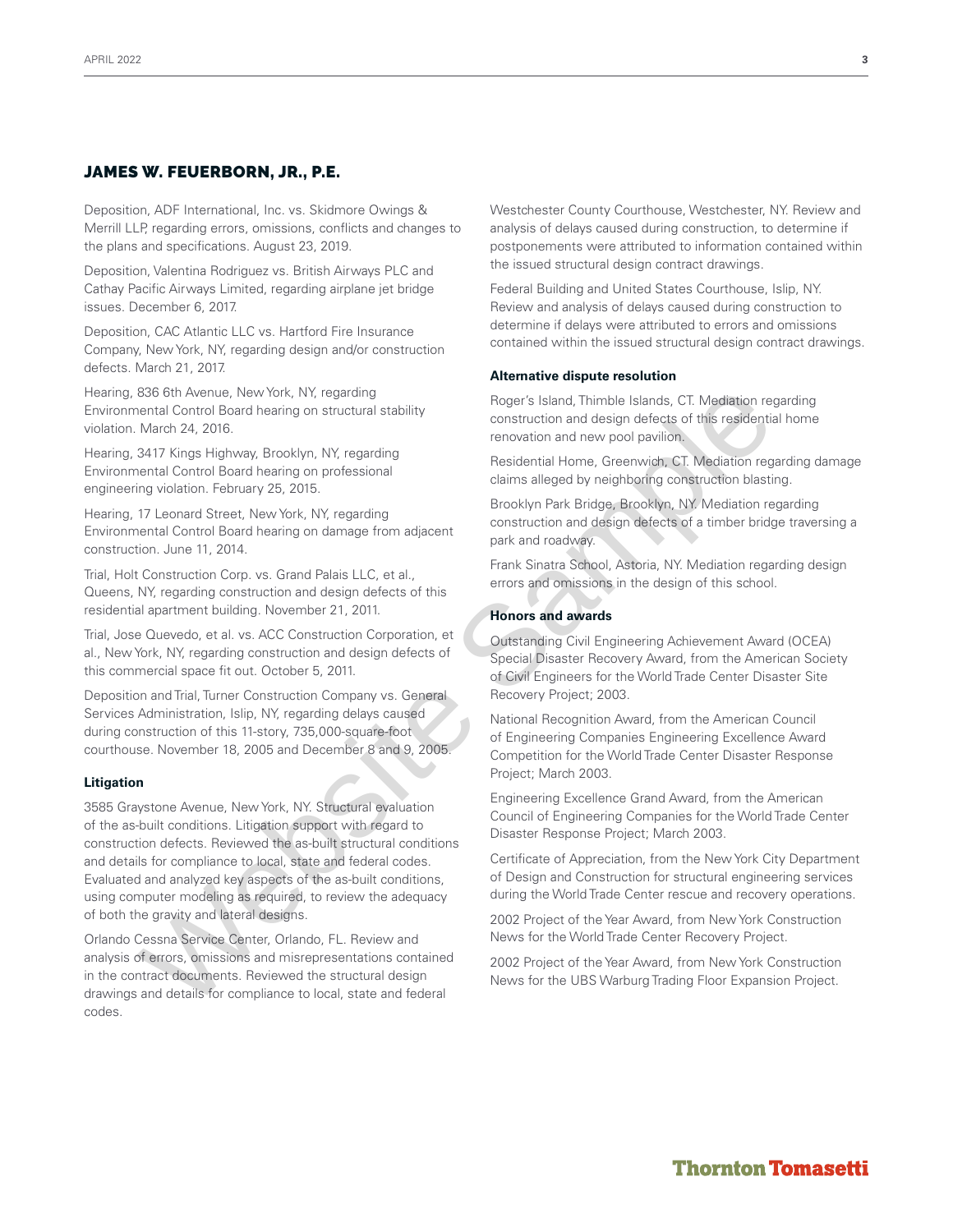## JAMES W. FEUERBORN, JR., P.E.

Deposition, ADF International, Inc. vs. Skidmore Owings & Merrill LLP, regarding errors, omissions, conflicts and changes to the plans and specifications. August 23, 2019.

Deposition, Valentina Rodriguez vs. British Airways PLC and Cathay Pacific Airways Limited, regarding airplane jet bridge issues. December 6, 2017.

Deposition, CAC Atlantic LLC vs. Hartford Fire Insurance Company, New York, NY, regarding design and/or construction defects. March 21, 2017.

Hearing, 836 6th Avenue, New York, NY, regarding Environmental Control Board hearing on structural stability violation. March 24, 2016.

Hearing, 3417 Kings Highway, Brooklyn, NY, regarding Environmental Control Board hearing on professional engineering violation. February 25, 2015.

Hearing, 17 Leonard Street, New York, NY, regarding Environmental Control Board hearing on damage from adjacent construction. June 11, 2014.

Trial, Holt Construction Corp. vs. Grand Palais LLC, et al., Queens, NY, regarding construction and design defects of this residential apartment building. November 21, 2011.

Trial, Jose Quevedo, et al. vs. ACC Construction Corporation, et al., New York, NY, regarding construction and design defects of this commercial space fit out. October 5, 2011.

Deposition and Trial, Turner Construction Company vs. General Services Administration, Islip, NY, regarding delays caused during construction of this 11-story, 735,000-square-foot courthouse. November 18, 2005 and December 8 and 9, 2005.

**Litigation**

3585 Graystone Avenue, New York, NY. Structural evaluation of the as-built conditions. Litigation support with regard to construction defects. Reviewed the as-built structural conditions and details for compliance to local, state and federal codes. Evaluated and analyzed key aspects of the as-built conditions, using computer modeling as required, to review the adequacy of both the gravity and lateral designs.

Orlando Cessna Service Center, Orlando, FL. Review and analysis of errors, omissions and misrepresentations contained in the contract documents. Reviewed the structural design drawings and details for compliance to local, state and federal codes.

Westchester County Courthouse, Westchester, NY. Review and analysis of delays caused during construction, to determine if postponements were attributed to information contained within the issued structural design contract drawings.

Federal Building and United States Courthouse, Islip, NY. Review and analysis of delays caused during construction to determine if delays were attributed to errors and omissions contained within the issued structural design contract drawings.

**Alternative dispute resolution**

Roger's Island, Thimble Islands, CT. Mediation regarding construction and design defects of this residential home renovation and new pool pavilion.

Residential Home, Greenwich, CT. Mediation regarding damage claims alleged by neighboring construction blasting.

Brooklyn Park Bridge, Brooklyn, NY. Mediation regarding construction and design defects of a timber bridge traversing a park and roadway.

Frank Sinatra School, Astoria, NY. Mediation regarding design errors and omissions in the design of this school.

**Honors and awards**

Outstanding Civil Engineering Achievement Award (OCEA) Special Disaster Recovery Award, from the American Society of Civil Engineers for the World Trade Center Disaster Site Recovery Project; 2003.

National Recognition Award, from the American Council of Engineering Companies Engineering Excellence Award Competition for the World Trade Center Disaster Response Project; March 2003.

Engineering Excellence Grand Award, from the American Council of Engineering Companies for the World Trade Center Disaster Response Project; March 2003.

Certificate of Appreciation, from the New York City Department of Design and Construction for structural engineering services during the World Trade Center rescue and recovery operations.

2002 Project of the Year Award, from New York Construction News for the World Trade Center Recovery Project.

2002 Project of the Year Award, from New York Construction News for the UBS Warburg Trading Floor Expansion Project.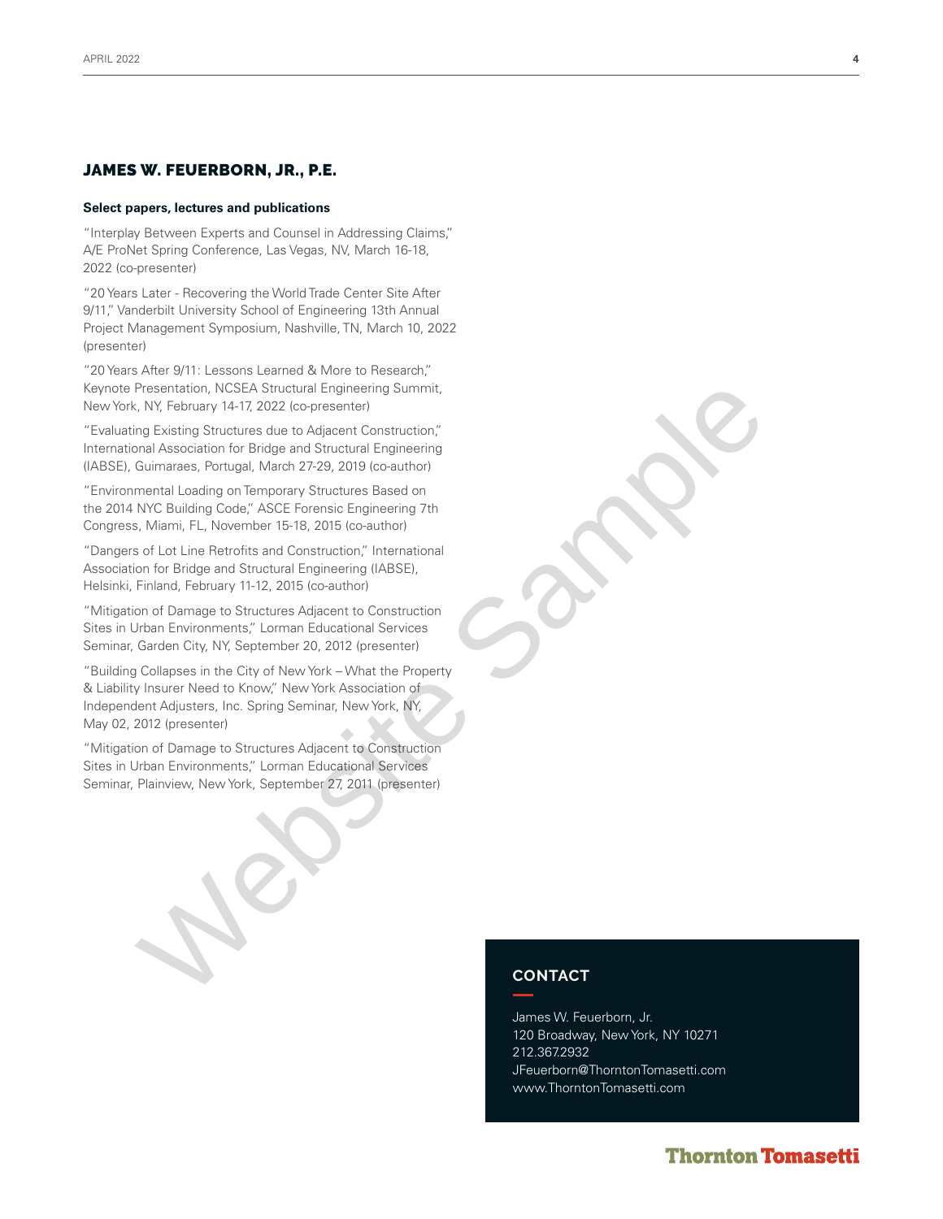## JAMES W. FEUERBORN, JR., P.E.

**Select papers, lectures and publications**

"Interplay Between Experts and Counsel in Addressing Claims," A/E ProNet Spring Conference, Las Vegas, NV, March 16-18, 2022 (co-presenter)

"20 Years Later - Recovering the World Trade Center Site After 9/11," Vanderbilt University School of Engineering 13th Annual Project Management Symposium, Nashville, TN, March 10, 2022 (presenter)

"20 Years After 9/11: Lessons Learned & More to Research," Keynote Presentation, NCSEA Structural Engineering Summit, New York, NY, February 14-17, 2022 (co-presenter)

"Evaluating Existing Structures due to Adjacent Construction," International Association for Bridge and Structural Engineering (IABSE), Guimaraes, Portugal, March 27-29, 2019 (co-author)

"Environmental Loading on Temporary Structures Based on the 2014 NYC Building Code," ASCE Forensic Engineering 7th Congress, Miami, FL, November 15-18, 2015 (co-author)

"Dangers of Lot Line Retrofits and Construction," International Association for Bridge and Structural Engineering (IABSE), Helsinki, Finland, February 11-12, 2015 (co-author)

"Mitigation of Damage to Structures Adjacent to Construction Sites in Urban Environments," Lorman Educational Services Seminar, Garden City, NY, September 20, 2012 (presenter)

"Building Collapses in the City of New York – What the Property & Liability Insurer Need to Know," New York Association of Independent Adjusters, Inc. Spring Seminar, New York, NY, May 02, 2012 (presenter)

"Mitigation of Damage to Structures Adjacent to Construction Sites in Urban Environments," Lorman Educational Services Seminar, Plainview, New York, September 27, 2011 (presenter)

Website Sample

### CONTACT

James W. Feuerborn, Jr.
120 Broadway, New York, NY 10271
212.367.2932
JFeuerborn@ThorntonTomasetti.com
www.ThorntonTomasetti.com

Thornton Tomasetti